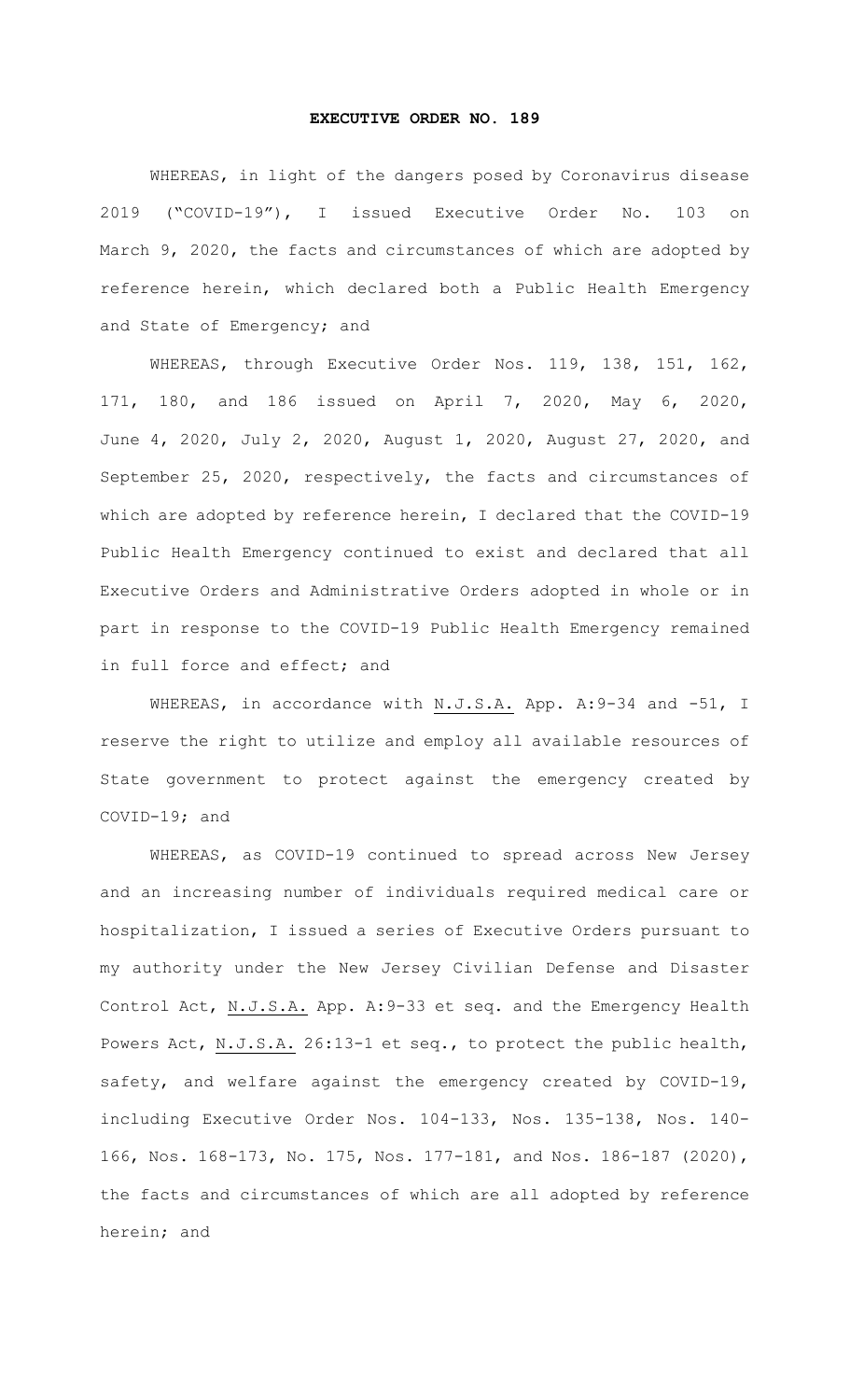# EXECUTIVE ORDER NO. 189

WHEREAS, in light of the dangers posed by Coronavirus disease 2019 ("COVID-19"), I issued Executive Order No. 103 on March 9, 2020, the facts and circumstances of which are adopted by reference herein, which declared both a Public Health Emergency and State of Emergency; and

WHEREAS, through Executive Order Nos. 119, 138, 151, 162, 171, 180, and 186 issued on April 7, 2020, May 6, 2020, June 4, 2020, July 2, 2020, August 1, 2020, August 27, 2020, and September 25, 2020, respectively, the facts and circumstances of which are adopted by reference herein, I declared that the COVID-19 Public Health Emergency continued to exist and declared that all Executive Orders and Administrative Orders adopted in whole or in part in response to the COVID-19 Public Health Emergency remained in full force and effect; and

WHEREAS, in accordance with N.J.S.A. App. A:9-34 and -51, I reserve the right to utilize and employ all available resources of State government to protect against the emergency created by COVID-19; and

WHEREAS, as COVID-19 continued to spread across New Jersey and an increasing number of individuals required medical care or hospitalization, I issued a series of Executive Orders pursuant to my authority under the New Jersey Civilian Defense and Disaster Control Act, N.J.S.A. App. A:9-33 et seq. and the Emergency Health Powers Act, N.J.S.A. 26:13-1 et seq., to protect the public health, safety, and welfare against the emergency created by COVID-19, including Executive Order Nos. 104-133, Nos. 135-138, Nos. 140-166, Nos. 168-173, No. 175, Nos. 177-181, and Nos. 186-187 (2020), the facts and circumstances of which are all adopted by reference herein; and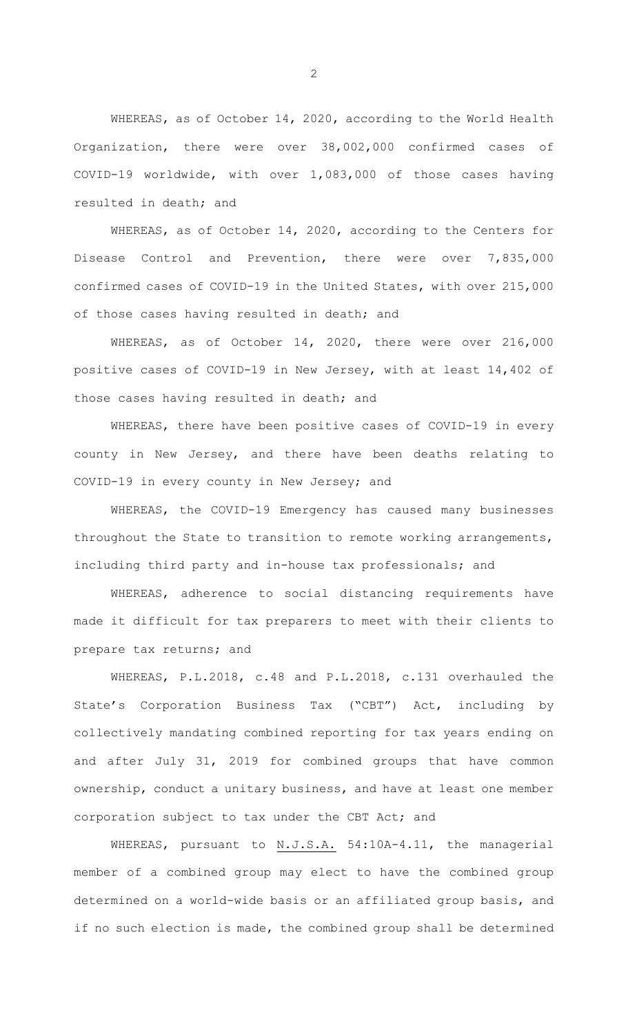WHEREAS, as of October 14, 2020, according to the World Health Organization, there were over 38,002,000 confirmed cases of COVID-19 worldwide, with over 1,083,000 of those cases having resulted in death; and

WHEREAS, as of October 14, 2020, according to the Centers for Disease Control and Prevention, there were over 7,835,000 confirmed cases of COVID-19 in the United States, with over 215,000 of those cases having resulted in death; and

WHEREAS, as of October 14, 2020, there were over 216,000 positive cases of COVID-19 in New Jersey, with at least 14,402 of those cases having resulted in death; and

WHEREAS, there have been positive cases of COVID-19 in every county in New Jersey, and there have been deaths relating to COVID-19 in every county in New Jersey; and

WHEREAS, the COVID-19 Emergency has caused many businesses throughout the State to transition to remote working arrangements, including third party and in-house tax professionals; and

WHEREAS, adherence to social distancing requirements have made it difficult for tax preparers to meet with their clients to prepare tax returns; and

WHEREAS, P.L.2018, c.48 and P.L.2018, c.131 overhauled the State's Corporation Business Tax ("CBT") Act, including by collectively mandating combined reporting for tax years ending on and after July 31, 2019 for combined groups that have common ownership, conduct a unitary business, and have at least one member corporation subject to tax under the CBT Act; and

WHEREAS, pursuant to N.J.S.A. 54:10A-4.11, the managerial member of a combined group may elect to have the combined group determined on a world-wide basis or an affiliated group basis, and if no such election is made, the combined group shall be determined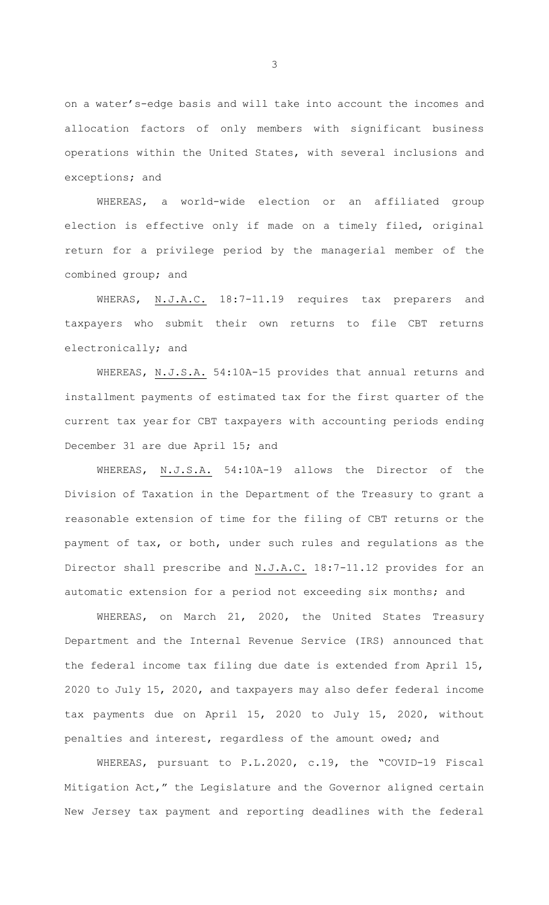on a water's-edge basis and will take into account the incomes and allocation factors of only members with significant business operations within the United States, with several inclusions and exceptions; and

WHEREAS, a world-wide election or an affiliated group election is effective only if made on a timely filed, original return for a privilege period by the managerial member of the combined group; and

WHERAS, N.J.A.C. 18:7-11.19 requires tax preparers and taxpayers who submit their own returns to file CBT returns electronically; and

WHEREAS, N.J.S.A. 54:10A-15 provides that annual returns and installment payments of estimated tax for the first quarter of the current tax year for CBT taxpayers with accounting periods ending December 31 are due April 15; and

WHEREAS, N.J.S.A. 54:10A-19 allows the Director of the Division of Taxation in the Department of the Treasury to grant a reasonable extension of time for the filing of CBT returns or the payment of tax, or both, under such rules and regulations as the Director shall prescribe and N.J.A.C. 18:7-11.12 provides for an automatic extension for a period not exceeding six months; and

WHEREAS, on March 21, 2020, the United States Treasury Department and the Internal Revenue Service (IRS) announced that the federal income tax filing due date is extended from April 15, 2020 to July 15, 2020, and taxpayers may also defer federal income tax payments due on April 15, 2020 to July 15, 2020, without penalties and interest, regardless of the amount owed; and

WHEREAS, pursuant to P.L.2020, c.19, the "COVID-19 Fiscal Mitigation Act," the Legislature and the Governor aligned certain New Jersey tax payment and reporting deadlines with the federal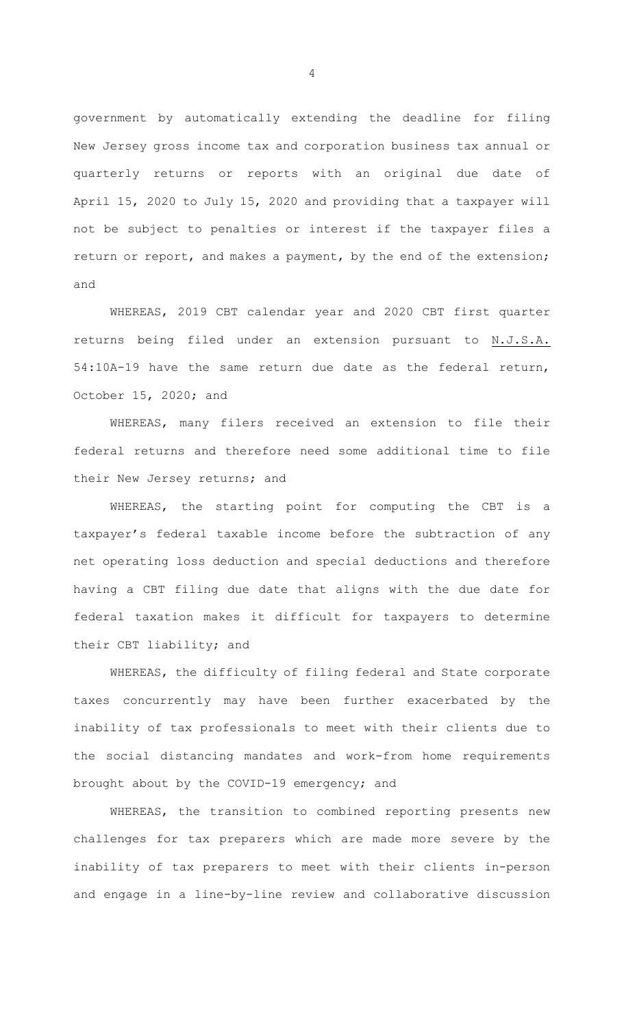government by automatically extending the deadline for filing New Jersey gross income tax and corporation business tax annual or quarterly returns or reports with an original due date of April 15, 2020 to July 15, 2020 and providing that a taxpayer will not be subject to penalties or interest if the taxpayer files a return or report, and makes a payment, by the end of the extension; and

WHEREAS, 2019 CBT calendar year and 2020 CBT first quarter returns being filed under an extension pursuant to N.J.S.A. 54:10A-19 have the same return due date as the federal return, October 15, 2020; and

WHEREAS, many filers received an extension to file their federal returns and therefore need some additional time to file their New Jersey returns; and

WHEREAS, the starting point for computing the CBT is a taxpayer's federal taxable income before the subtraction of any net operating loss deduction and special deductions and therefore having a CBT filing due date that aligns with the due date for federal taxation makes it difficult for taxpayers to determine their CBT liability; and

WHEREAS, the difficulty of filing federal and State corporate taxes concurrently may have been further exacerbated by the inability of tax professionals to meet with their clients due to the social distancing mandates and work-from home requirements brought about by the COVID-19 emergency; and

WHEREAS, the transition to combined reporting presents new challenges for tax preparers which are made more severe by the inability of tax preparers to meet with their clients in-person and engage in a line-by-line review and collaborative discussion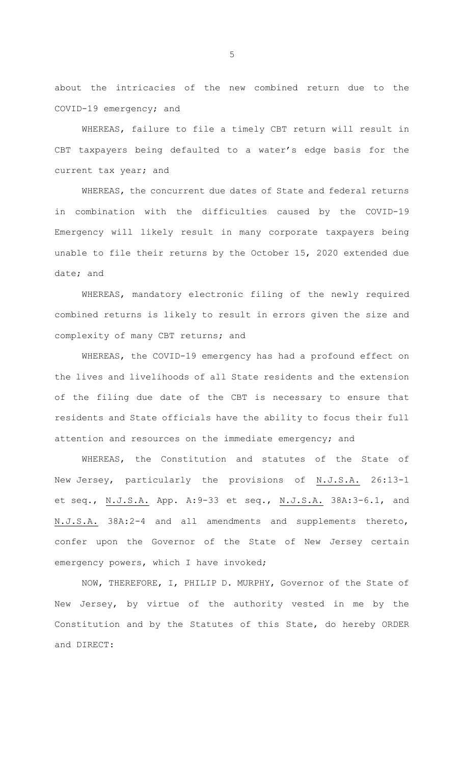about the intricacies of the new combined return due to the COVID-19 emergency; and

WHEREAS, failure to file a timely CBT return will result in CBT taxpayers being defaulted to a water's edge basis for the current tax year; and

WHEREAS, the concurrent due dates of State and federal returns in combination with the difficulties caused by the COVID-19 Emergency will likely result in many corporate taxpayers being unable to file their returns by the October 15, 2020 extended due date; and

WHEREAS, mandatory electronic filing of the newly required combined returns is likely to result in errors given the size and complexity of many CBT returns; and

WHEREAS, the COVID-19 emergency has had a profound effect on the lives and livelihoods of all State residents and the extension of the filing due date of the CBT is necessary to ensure that residents and State officials have the ability to focus their full attention and resources on the immediate emergency; and

WHEREAS, the Constitution and statutes of the State of New Jersey, particularly the provisions of N.J.S.A. 26:13-1 et seq., N.J.S.A. App. A:9-33 et seq., N.J.S.A. 38A:3-6.1, and N.J.S.A. 38A:2-4 and all amendments and supplements thereto, confer upon the Governor of the State of New Jersey certain emergency powers, which I have invoked;

NOW, THEREFORE, I, PHILIP D. MURPHY, Governor of the State of New Jersey, by virtue of the authority vested in me by the Constitution and by the Statutes of this State, do hereby ORDER and DIRECT: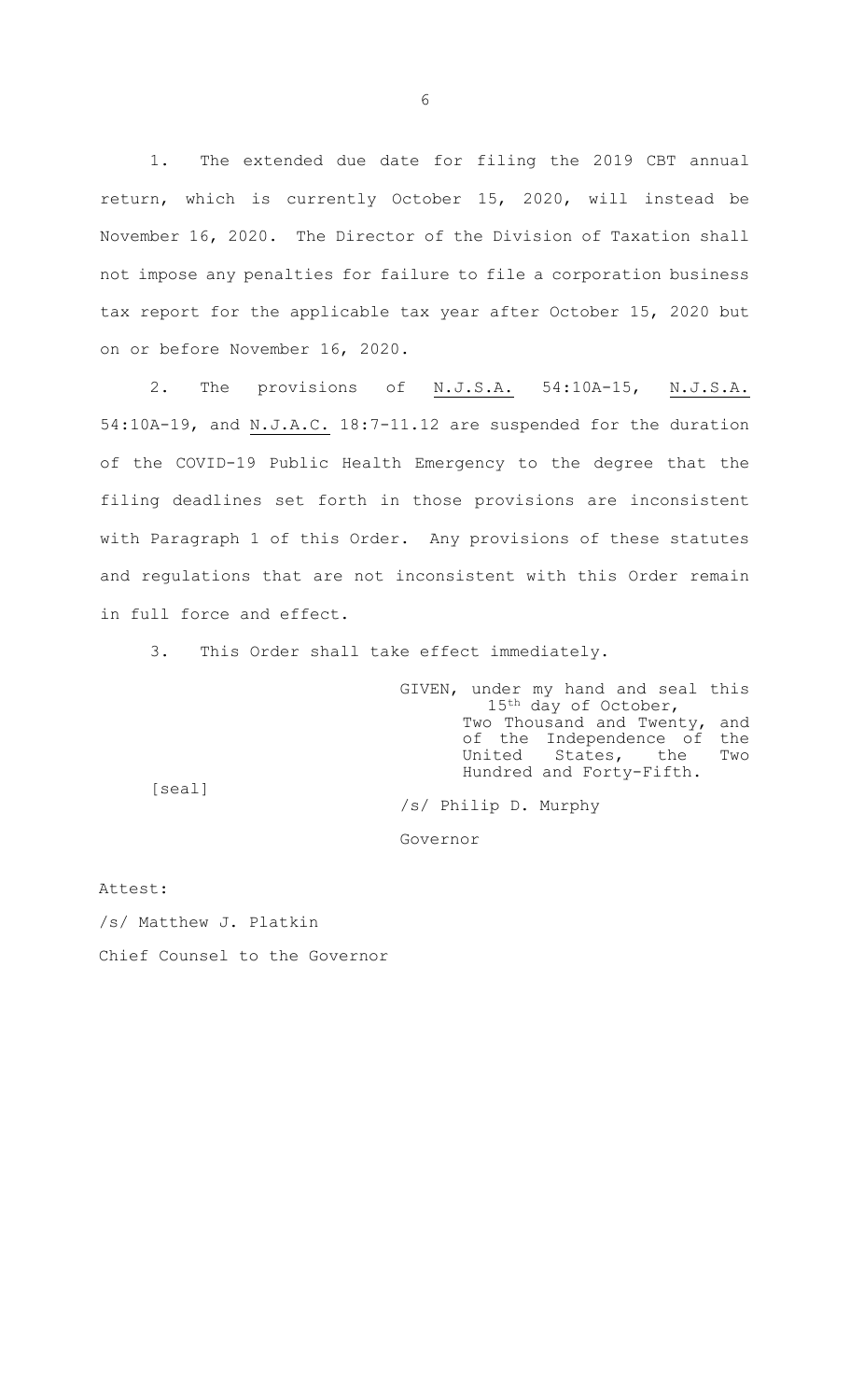1. The extended due date for filing the 2019 CBT annual return, which is currently October 15, 2020, will instead be November 16, 2020. The Director of the Division of Taxation shall not impose any penalties for failure to file a corporation business tax report for the applicable tax year after October 15, 2020 but on or before November 16, 2020.

2. The provisions of N.J.S.A. 54:10A-15, N.J.S.A. 54:10A-19, and N.J.A.C. 18:7-11.12 are suspended for the duration of the COVID-19 Public Health Emergency to the degree that the filing deadlines set forth in those provisions are inconsistent with Paragraph 1 of this Order. Any provisions of these statutes and regulations that are not inconsistent with this Order remain in full force and effect.

3. This Order shall take effect immediately.

GIVEN, under my hand and seal this 15th day of October, Two Thousand and Twenty, and of the Independence of the United States, the Two Hundred and Forty-Fifth.

[seal]

/s/ Philip D. Murphy

Governor

Attest:

/s/ Matthew J. Platkin

Chief Counsel to the Governor